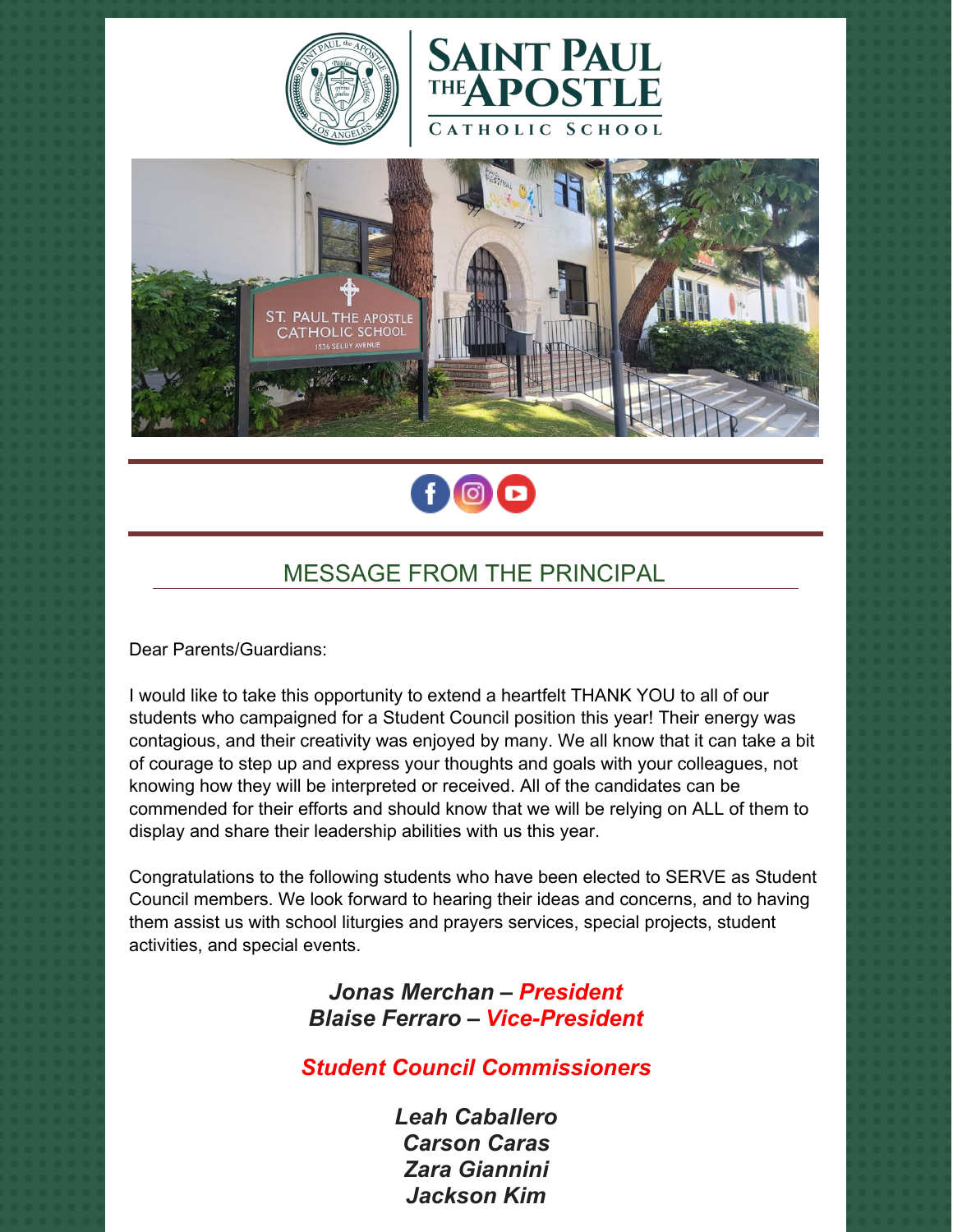# SAINT PAUL THE APOSTLE CATHOLIC SCHOOL

## MESSAGE FROM THE PRINCIPAL

Dear Parents/Guardians:

I would like to take this opportunity to extend a heartfelt THANK YOU to all of our students who campaigned for a Student Council position this year! Their energy was contagious, and their creativity was enjoyed by many. We all know that it can take a bit of courage to step up and express your thoughts and goals with your colleagues, not knowing how they will be interpreted or received. All of the candidates can be commended for their efforts and should know that we will be relying on ALL of them to display and share their leadership abilities with us this year.

Congratulations to the following students who have been elected to SERVE as Student Council members. We look forward to hearing their ideas and concerns, and to having them assist us with school liturgies and prayers services, special projects, student activities, and special events.

***Jonas Merchan – President***
***Blaise Ferraro – Vice-President***

***Student Council Commissioners***

***Leah Caballero***
***Carson Caras***
***Zara Giannini***
***Jackson Kim***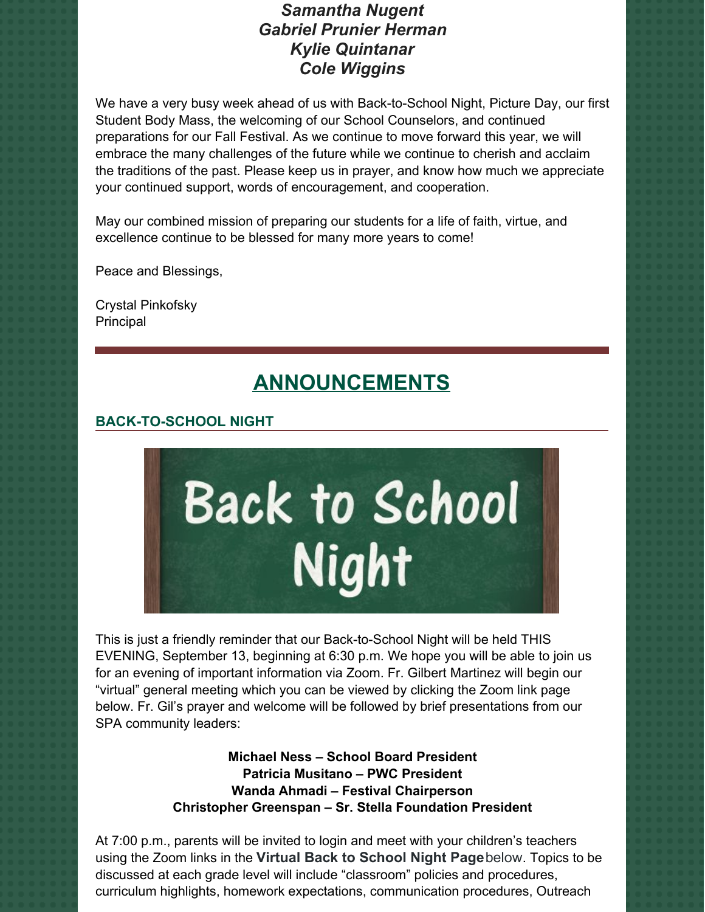***Samantha Nugent***
***Gabriel Prunier Herman***
***Kylie Quintanar***
***Cole Wiggins***

We have a very busy week ahead of us with Back-to-School Night, Picture Day, our first Student Body Mass, the welcoming of our School Counselors, and continued preparations for our Fall Festival. As we continue to move forward this year, we will embrace the many challenges of the future while we continue to cherish and acclaim the traditions of the past. Please keep us in prayer, and know how much we appreciate your continued support, words of encouragement, and cooperation.

May our combined mission of preparing our students for a life of faith, virtue, and excellence continue to be blessed for many more years to come!

Peace and Blessings,

Crystal Pinkofsky
Principal

---

# ANNOUNCEMENTS

## BACK-TO-SCHOOL NIGHT

This is just a friendly reminder that our Back-to-School Night will be held THIS EVENING, September 13, beginning at 6:30 p.m. We hope you will be able to join us for an evening of important information via Zoom. Fr. Gilbert Martinez will begin our "virtual" general meeting which you can be viewed by clicking the Zoom link page below. Fr. Gil's prayer and welcome will be followed by brief presentations from our SPA community leaders:

**Michael Ness – School Board President**
**Patricia Musitano – PWC President**
**Wanda Ahmadi – Festival Chairperson**
**Christopher Greenspan – Sr. Stella Foundation President**

At 7:00 p.m., parents will be invited to login and meet with your children's teachers using the Zoom links in the **Virtual Back to School Night Page** below. Topics to be discussed at each grade level will include "classroom" policies and procedures, curriculum highlights, homework expectations, communication procedures, Outreach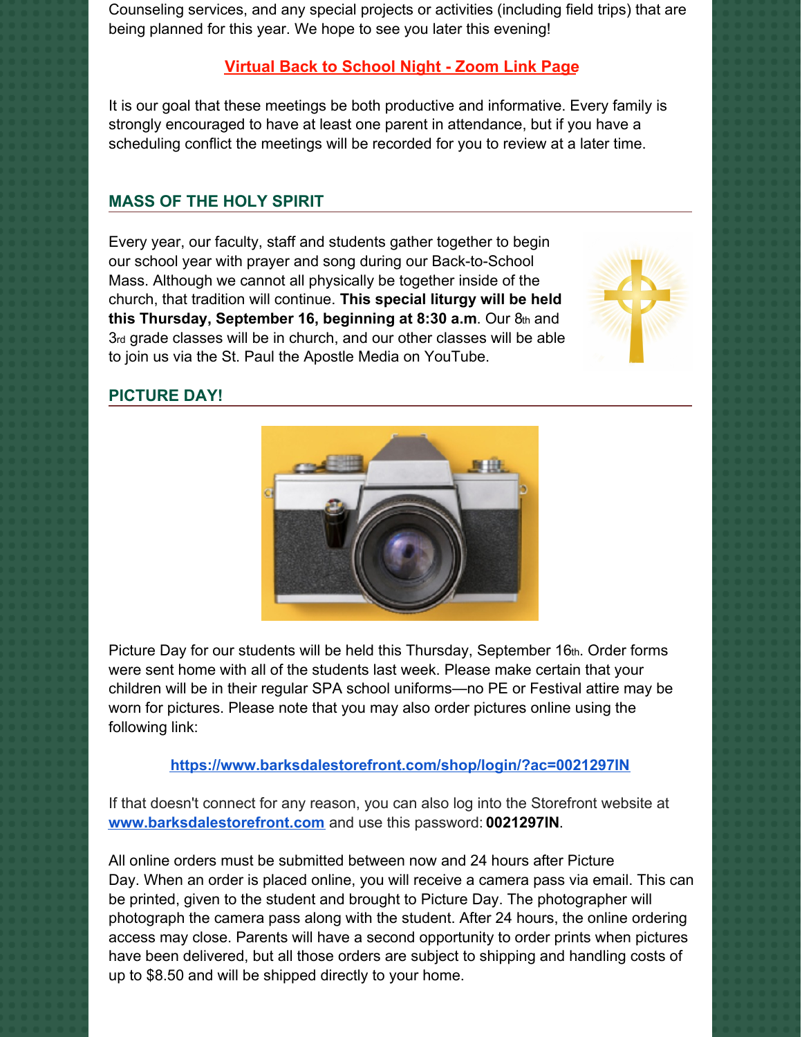Counseling services, and any special projects or activities (including field trips) that are being planned for this year. We hope to see you later this evening!

**Virtual Back to School Night - Zoom Link Page**

It is our goal that these meetings be both productive and informative. Every family is strongly encouraged to have at least one parent in attendance, but if you have a scheduling conflict the meetings will be recorded for you to review at a later time.

## MASS OF THE HOLY SPIRIT

Every year, our faculty, staff and students gather together to begin our school year with prayer and song during our Back-to-School Mass. Although we cannot all physically be together inside of the church, that tradition will continue. **This special liturgy will be held this Thursday, September 16, beginning at 8:30 a.m**. Our 8th and 3rd grade classes will be in church, and our other classes will be able to join us via the St. Paul the Apostle Media on YouTube.

## PICTURE DAY!

Picture Day for our students will be held this Thursday, September 16th. Order forms were sent home with all of the students last week. Please make certain that your children will be in their regular SPA school uniforms—no PE or Festival attire may be worn for pictures. Please note that you may also order pictures online using the following link:

**https://www.barksdalestorefront.com/shop/login/?ac=0021297IN**

If that doesn't connect for any reason, you can also log into the Storefront website at **www.barksdalestorefront.com** and use this password: **0021297IN**.

All online orders must be submitted between now and 24 hours after Picture Day. When an order is placed online, you will receive a camera pass via email. This can be printed, given to the student and brought to Picture Day. The photographer will photograph the camera pass along with the student. After 24 hours, the online ordering access may close. Parents will have a second opportunity to order prints when pictures have been delivered, but all those orders are subject to shipping and handling costs of up to $8.50 and will be shipped directly to your home.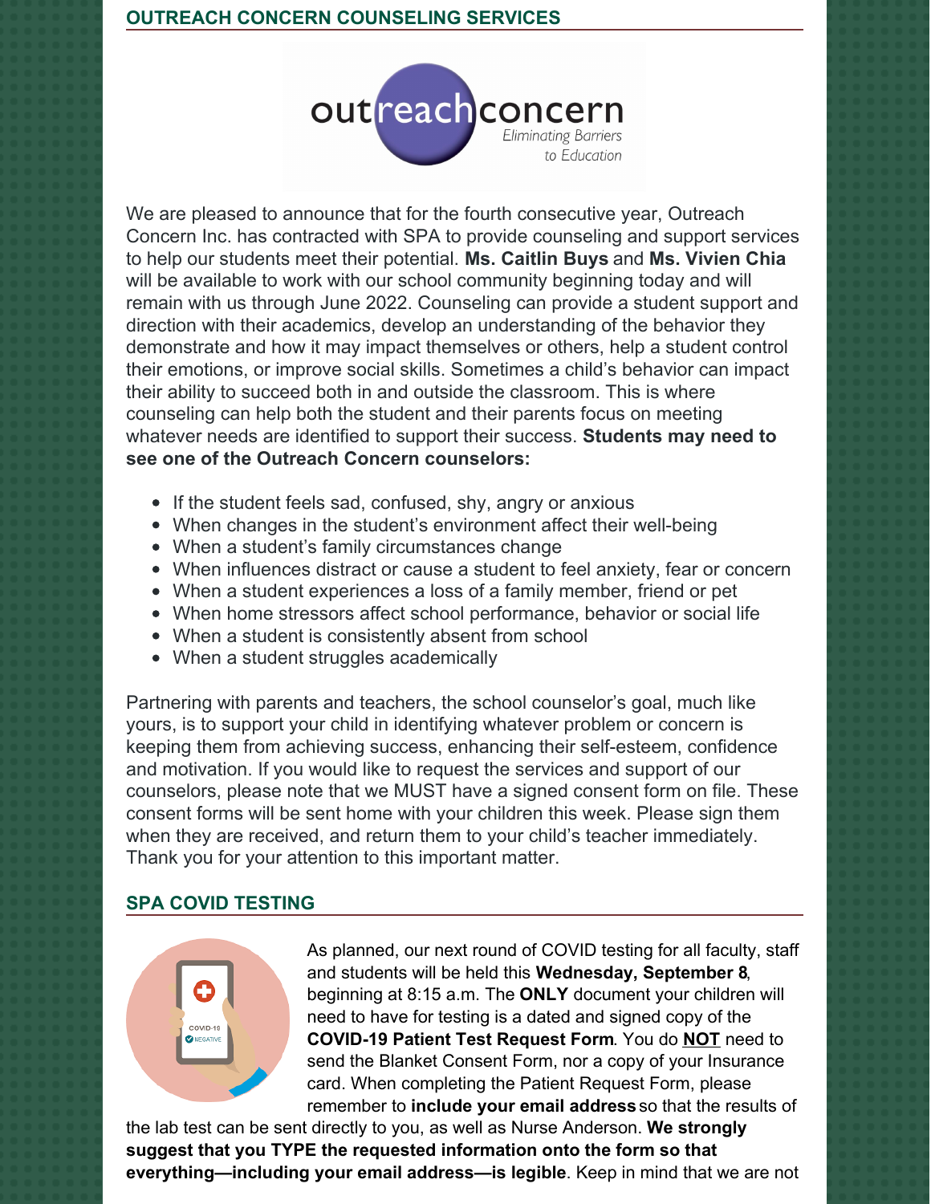## OUTREACH CONCERN COUNSELING SERVICES

We are pleased to announce that for the fourth consecutive year, Outreach Concern Inc. has contracted with SPA to provide counseling and support services to help our students meet their potential. **Ms. Caitlin Buys** and **Ms. Vivien Chia** will be available to work with our school community beginning today and will remain with us through June 2022. Counseling can provide a student support and direction with their academics, develop an understanding of the behavior they demonstrate and how it may impact themselves or others, help a student control their emotions, or improve social skills. Sometimes a child's behavior can impact their ability to succeed both in and outside the classroom. This is where counseling can help both the student and their parents focus on meeting whatever needs are identified to support their success. **Students may need to see one of the Outreach Concern counselors:**

- If the student feels sad, confused, shy, angry or anxious
- When changes in the student's environment affect their well-being
- When a student's family circumstances change
- When influences distract or cause a student to feel anxiety, fear or concern
- When a student experiences a loss of a family member, friend or pet
- When home stressors affect school performance, behavior or social life
- When a student is consistently absent from school
- When a student struggles academically

Partnering with parents and teachers, the school counselor's goal, much like yours, is to support your child in identifying whatever problem or concern is keeping them from achieving success, enhancing their self-esteem, confidence and motivation. If you would like to request the services and support of our counselors, please note that we MUST have a signed consent form on file. These consent forms will be sent home with your children this week. Please sign them when they are received, and return them to your child's teacher immediately. Thank you for your attention to this important matter.

## SPA COVID TESTING

As planned, our next round of COVID testing for all faculty, staff and students will be held this **Wednesday, September 8**, beginning at 8:15 a.m. The **ONLY** document your children will need to have for testing is a dated and signed copy of the **COVID-19 Patient Test Request Form**. You do **NOT** need to send the Blanket Consent Form, nor a copy of your Insurance card. When completing the Patient Request Form, please remember to **include your email address** so that the results of the lab test can be sent directly to you, as well as Nurse Anderson. **We strongly suggest that you TYPE the requested information onto the form so that everything—including your email address—is legible**. Keep in mind that we are not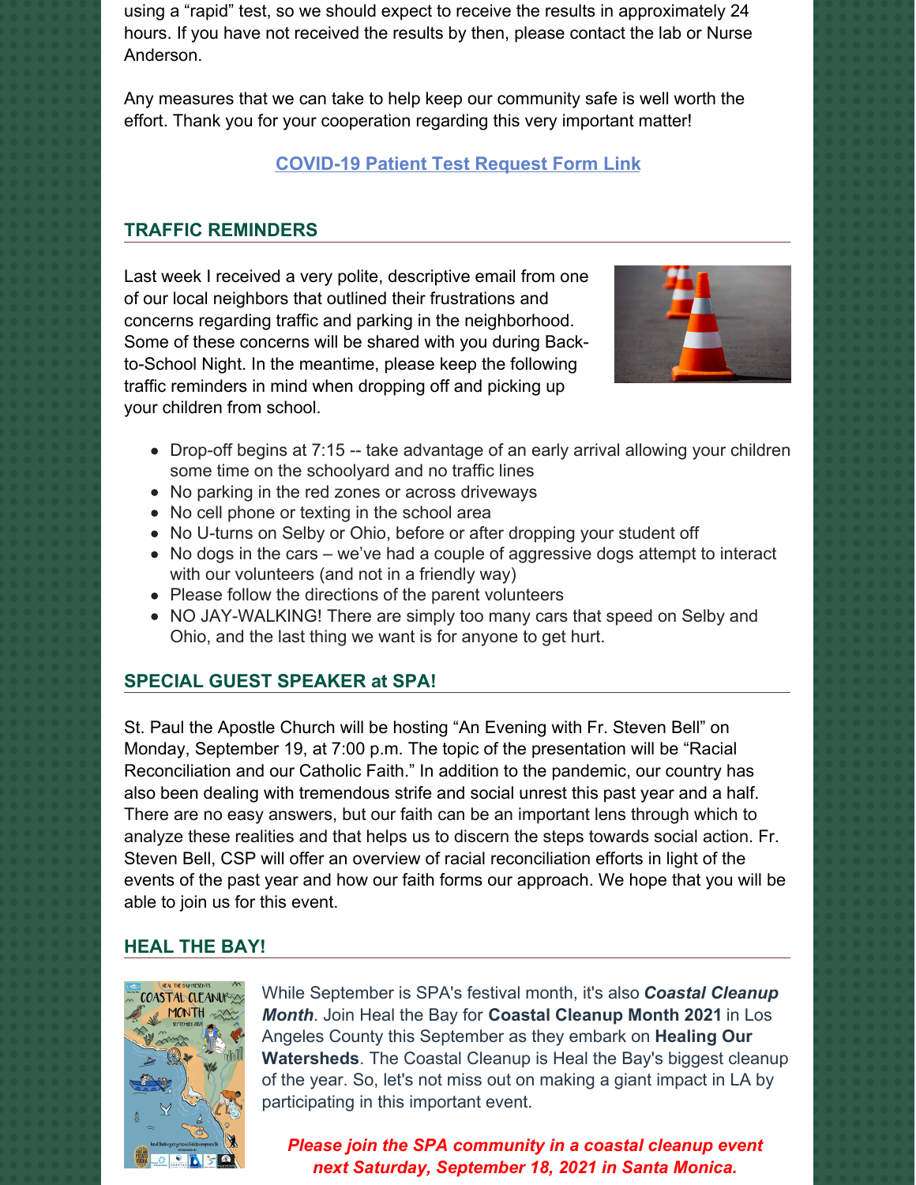using a "rapid" test, so we should expect to receive the results in approximately 24 hours. If you have not received the results by then, please contact the lab or Nurse Anderson.

Any measures that we can take to help keep our community safe is well worth the effort. Thank you for your cooperation regarding this very important matter!

**COVID-19 Patient Test Request Form Link**

## TRAFFIC REMINDERS

Last week I received a very polite, descriptive email from one of our local neighbors that outlined their frustrations and concerns regarding traffic and parking in the neighborhood. Some of these concerns will be shared with you during Back-to-School Night. In the meantime, please keep the following traffic reminders in mind when dropping off and picking up your children from school.

- Drop-off begins at 7:15 -- take advantage of an early arrival allowing your children some time on the schoolyard and no traffic lines
- No parking in the red zones or across driveways
- No cell phone or texting in the school area
- No U-turns on Selby or Ohio, before or after dropping your student off
- No dogs in the cars – we've had a couple of aggressive dogs attempt to interact with our volunteers (and not in a friendly way)
- Please follow the directions of the parent volunteers
- NO JAY-WALKING! There are simply too many cars that speed on Selby and Ohio, and the last thing we want is for anyone to get hurt.

## SPECIAL GUEST SPEAKER at SPA!

St. Paul the Apostle Church will be hosting "An Evening with Fr. Steven Bell" on Monday, September 19, at 7:00 p.m. The topic of the presentation will be "Racial Reconciliation and our Catholic Faith." In addition to the pandemic, our country has also been dealing with tremendous strife and social unrest this past year and a half. There are no easy answers, but our faith can be an important lens through which to analyze these realities and that helps us to discern the steps towards social action. Fr. Steven Bell, CSP will offer an overview of racial reconciliation efforts in light of the events of the past year and how our faith forms our approach. We hope that you will be able to join us for this event.

## HEAL THE BAY!

While September is SPA's festival month, it's also ***Coastal Cleanup Month***. Join Heal the Bay for **Coastal Cleanup Month 2021** in Los Angeles County this September as they embark on **Healing Our Watersheds**. The Coastal Cleanup is Heal the Bay's biggest cleanup of the year. So, let's not miss out on making a giant impact in LA by participating in this important event.

***Please join the SPA community in a coastal cleanup event next Saturday, September 18, 2021 in Santa Monica.***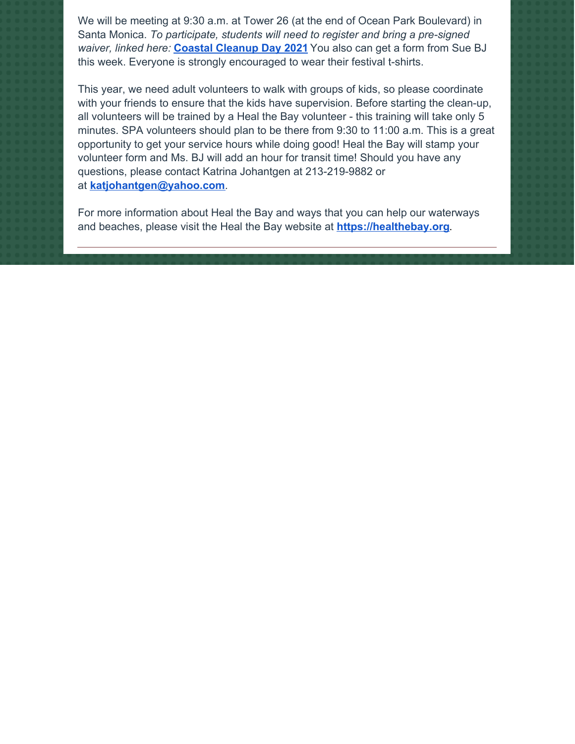We will be meeting at 9:30 a.m. at Tower 26 (at the end of Ocean Park Boulevard) in Santa Monica. *To participate, students will need to register and bring a pre-signed waiver, linked here:* **Coastal Cleanup Day 2021** You also can get a form from Sue BJ this week. Everyone is strongly encouraged to wear their festival t-shirts.

This year, we need adult volunteers to walk with groups of kids, so please coordinate with your friends to ensure that the kids have supervision. Before starting the clean-up, all volunteers will be trained by a Heal the Bay volunteer - this training will take only 5 minutes. SPA volunteers should plan to be there from 9:30 to 11:00 a.m. This is a great opportunity to get your service hours while doing good! Heal the Bay will stamp your volunteer form and Ms. BJ will add an hour for transit time! Should you have any questions, please contact Katrina Johantgen at 213-219-9882 or at **katjohantgen@yahoo.com**.

For more information about Heal the Bay and ways that you can help our waterways and beaches, please visit the Heal the Bay website at **https://healthebay.org**.

---